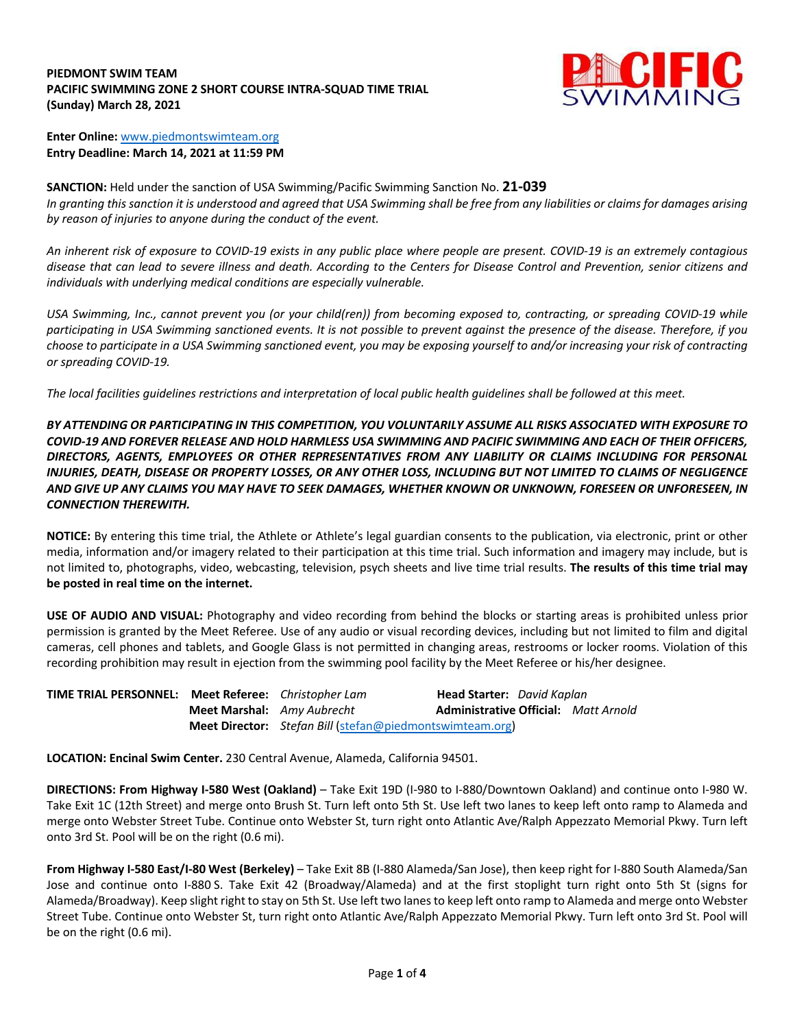**PIEDMONT SWIM TEAM**
**PACIFIC SWIMMING ZONE 2 SHORT COURSE INTRA-SQUAD TIME TRIAL**
**(Sunday) March 28, 2021**

**Enter Online:** www.piedmontswimteam.org
**Entry Deadline: March 14, 2021 at 11:59 PM**

**SANCTION:** Held under the sanction of USA Swimming/Pacific Swimming Sanction No. **21-039**
*In granting this sanction it is understood and agreed that USA Swimming shall be free from any liabilities or claims for damages arising by reason of injuries to anyone during the conduct of the event.*

*An inherent risk of exposure to COVID-19 exists in any public place where people are present. COVID-19 is an extremely contagious disease that can lead to severe illness and death. According to the Centers for Disease Control and Prevention, senior citizens and individuals with underlying medical conditions are especially vulnerable.*

*USA Swimming, Inc., cannot prevent you (or your child(ren)) from becoming exposed to, contracting, or spreading COVID-19 while participating in USA Swimming sanctioned events. It is not possible to prevent against the presence of the disease. Therefore, if you choose to participate in a USA Swimming sanctioned event, you may be exposing yourself to and/or increasing your risk of contracting or spreading COVID-19.*

*The local facilities guidelines restrictions and interpretation of local public health guidelines shall be followed at this meet.*

***BY ATTENDING OR PARTICIPATING IN THIS COMPETITION, YOU VOLUNTARILY ASSUME ALL RISKS ASSOCIATED WITH EXPOSURE TO COVID-19 AND FOREVER RELEASE AND HOLD HARMLESS USA SWIMMING AND PACIFIC SWIMMING AND EACH OF THEIR OFFICERS, DIRECTORS, AGENTS, EMPLOYEES OR OTHER REPRESENTATIVES FROM ANY LIABILITY OR CLAIMS INCLUDING FOR PERSONAL INJURIES, DEATH, DISEASE OR PROPERTY LOSSES, OR ANY OTHER LOSS, INCLUDING BUT NOT LIMITED TO CLAIMS OF NEGLIGENCE AND GIVE UP ANY CLAIMS YOU MAY HAVE TO SEEK DAMAGES, WHETHER KNOWN OR UNKNOWN, FORESEEN OR UNFORESEEN, IN CONNECTION THEREWITH.***

**NOTICE:** By entering this time trial, the Athlete or Athlete's legal guardian consents to the publication, via electronic, print or other media, information and/or imagery related to their participation at this time trial. Such information and imagery may include, but is not limited to, photographs, video, webcasting, television, psych sheets and live time trial results. **The results of this time trial may be posted in real time on the internet.**

**USE OF AUDIO AND VISUAL:** Photography and video recording from behind the blocks or starting areas is prohibited unless prior permission is granted by the Meet Referee. Use of any audio or visual recording devices, including but not limited to film and digital cameras, cell phones and tablets, and Google Glass is not permitted in changing areas, restrooms or locker rooms. Violation of this recording prohibition may result in ejection from the swimming pool facility by the Meet Referee or his/her designee.

**TIME TRIAL PERSONNEL:**
**Meet Referee:** *Christopher Lam* — **Head Starter:** *David Kaplan*
**Meet Marshal:** *Amy Aubrecht* — **Administrative Official:** *Matt Arnold*
**Meet Director:** *Stefan Bill* (stefan@piedmontswimteam.org)

**LOCATION: Encinal Swim Center.** 230 Central Avenue, Alameda, California 94501.

**DIRECTIONS: From Highway I-580 West (Oakland)** – Take Exit 19D (I-980 to I-880/Downtown Oakland) and continue onto I-980 W. Take Exit 1C (12th Street) and merge onto Brush St. Turn left onto 5th St. Use left two lanes to keep left onto ramp to Alameda and merge onto Webster Street Tube. Continue onto Webster St, turn right onto Atlantic Ave/Ralph Appezzato Memorial Pkwy. Turn left onto 3rd St. Pool will be on the right (0.6 mi).

**From Highway I-580 East/I-80 West (Berkeley)** – Take Exit 8B (I-880 Alameda/San Jose), then keep right for I-880 South Alameda/San Jose and continue onto I-880 S. Take Exit 42 (Broadway/Alameda) and at the first stoplight turn right onto 5th St (signs for Alameda/Broadway). Keep slight right to stay on 5th St. Use left two lanes to keep left onto ramp to Alameda and merge onto Webster Street Tube. Continue onto Webster St, turn right onto Atlantic Ave/Ralph Appezzato Memorial Pkwy. Turn left onto 3rd St. Pool will be on the right (0.6 mi).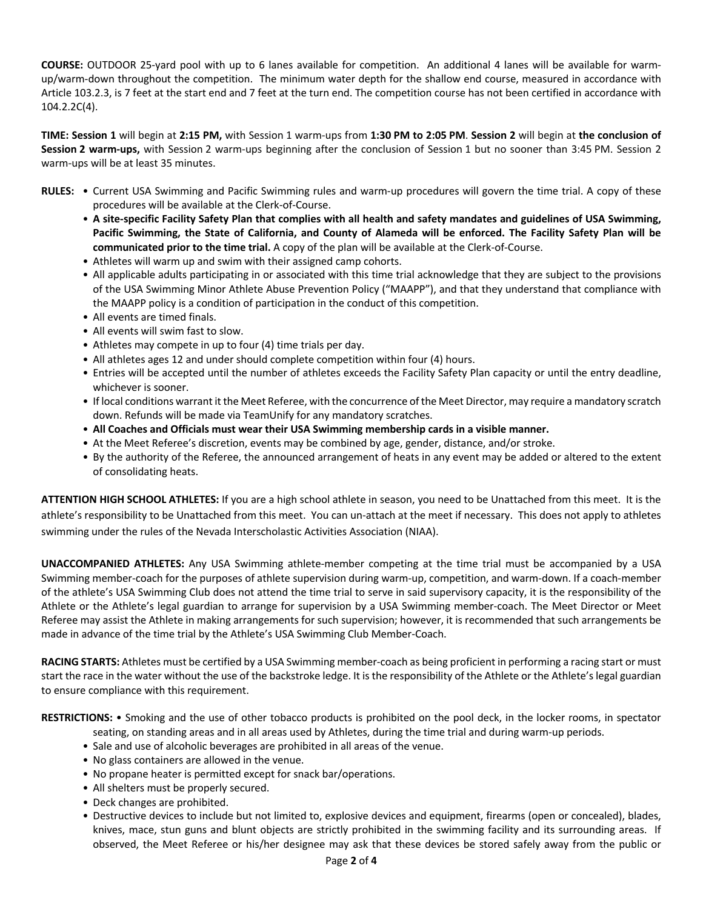**COURSE:** OUTDOOR 25-yard pool with up to 6 lanes available for competition. An additional 4 lanes will be available for warm-up/warm-down throughout the competition. The minimum water depth for the shallow end course, measured in accordance with Article 103.2.3, is 7 feet at the start end and 7 feet at the turn end. The competition course has not been certified in accordance with 104.2.2C(4).

**TIME: Session 1** will begin at **2:15 PM,** with Session 1 warm-ups from **1:30 PM to 2:05 PM**. **Session 2** will begin at **the conclusion of Session 2 warm-ups,** with Session 2 warm-ups beginning after the conclusion of Session 1 but no sooner than 3:45 PM. Session 2 warm-ups will be at least 35 minutes.

**RULES:**

- Current USA Swimming and Pacific Swimming rules and warm-up procedures will govern the time trial. A copy of these procedures will be available at the Clerk-of-Course.
- **A site-specific Facility Safety Plan that complies with all health and safety mandates and guidelines of USA Swimming, Pacific Swimming, the State of California, and County of Alameda will be enforced. The Facility Safety Plan will be communicated prior to the time trial.** A copy of the plan will be available at the Clerk-of-Course.
- Athletes will warm up and swim with their assigned camp cohorts.
- All applicable adults participating in or associated with this time trial acknowledge that they are subject to the provisions of the USA Swimming Minor Athlete Abuse Prevention Policy ("MAAPP"), and that they understand that compliance with the MAAPP policy is a condition of participation in the conduct of this competition.
- All events are timed finals.
- All events will swim fast to slow.
- Athletes may compete in up to four (4) time trials per day.
- All athletes ages 12 and under should complete competition within four (4) hours.
- Entries will be accepted until the number of athletes exceeds the Facility Safety Plan capacity or until the entry deadline, whichever is sooner.
- If local conditions warrant it the Meet Referee, with the concurrence of the Meet Director, may require a mandatory scratch down. Refunds will be made via TeamUnify for any mandatory scratches.
- **All Coaches and Officials must wear their USA Swimming membership cards in a visible manner.**
- At the Meet Referee's discretion, events may be combined by age, gender, distance, and/or stroke.
- By the authority of the Referee, the announced arrangement of heats in any event may be added or altered to the extent of consolidating heats.

**ATTENTION HIGH SCHOOL ATHLETES:** If you are a high school athlete in season, you need to be Unattached from this meet. It is the athlete's responsibility to be Unattached from this meet. You can un-attach at the meet if necessary. This does not apply to athletes swimming under the rules of the Nevada Interscholastic Activities Association (NIAA).

**UNACCOMPANIED ATHLETES:** Any USA Swimming athlete-member competing at the time trial must be accompanied by a USA Swimming member-coach for the purposes of athlete supervision during warm-up, competition, and warm-down. If a coach-member of the athlete's USA Swimming Club does not attend the time trial to serve in said supervisory capacity, it is the responsibility of the Athlete or the Athlete's legal guardian to arrange for supervision by a USA Swimming member-coach. The Meet Director or Meet Referee may assist the Athlete in making arrangements for such supervision; however, it is recommended that such arrangements be made in advance of the time trial by the Athlete's USA Swimming Club Member-Coach.

**RACING STARTS:** Athletes must be certified by a USA Swimming member-coach as being proficient in performing a racing start or must start the race in the water without the use of the backstroke ledge. It is the responsibility of the Athlete or the Athlete's legal guardian to ensure compliance with this requirement.

**RESTRICTIONS:**

- Smoking and the use of other tobacco products is prohibited on the pool deck, in the locker rooms, in spectator seating, on standing areas and in all areas used by Athletes, during the time trial and during warm-up periods.
- Sale and use of alcoholic beverages are prohibited in all areas of the venue.
- No glass containers are allowed in the venue.
- No propane heater is permitted except for snack bar/operations.
- All shelters must be properly secured.
- Deck changes are prohibited.
- Destructive devices to include but not limited to, explosive devices and equipment, firearms (open or concealed), blades, knives, mace, stun guns and blunt objects are strictly prohibited in the swimming facility and its surrounding areas. If observed, the Meet Referee or his/her designee may ask that these devices be stored safely away from the public or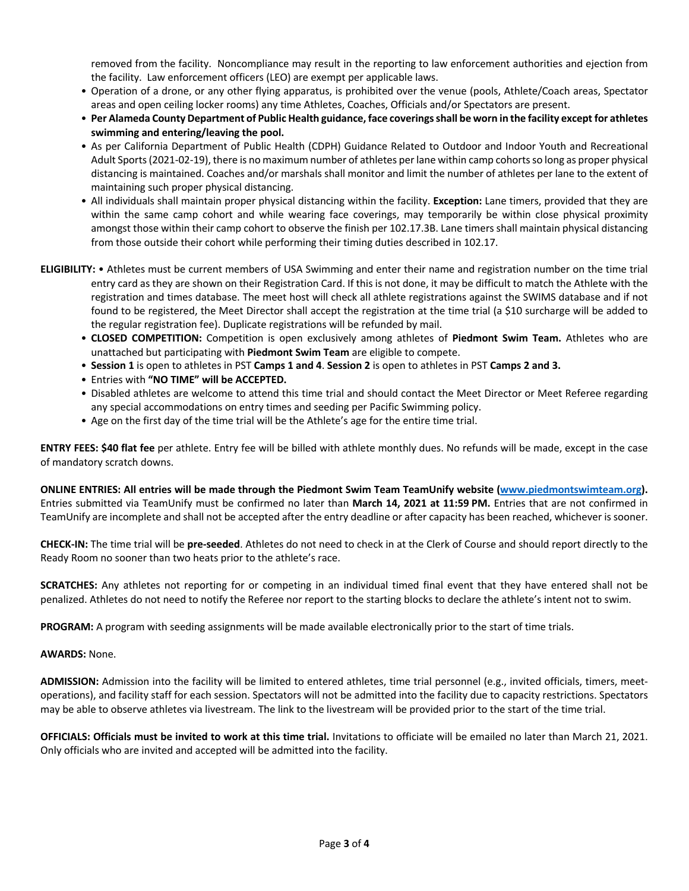removed from the facility. Noncompliance may result in the reporting to law enforcement authorities and ejection from the facility. Law enforcement officers (LEO) are exempt per applicable laws.

- Operation of a drone, or any other flying apparatus, is prohibited over the venue (pools, Athlete/Coach areas, Spectator areas and open ceiling locker rooms) any time Athletes, Coaches, Officials and/or Spectators are present.
- **Per Alameda County Department of Public Health guidance, face coverings shall be worn in the facility except for athletes swimming and entering/leaving the pool.**
- As per California Department of Public Health (CDPH) Guidance Related to Outdoor and Indoor Youth and Recreational Adult Sports (2021-02-19), there is no maximum number of athletes per lane within camp cohorts so long as proper physical distancing is maintained. Coaches and/or marshals shall monitor and limit the number of athletes per lane to the extent of maintaining such proper physical distancing.
- All individuals shall maintain proper physical distancing within the facility. **Exception:** Lane timers, provided that they are within the same camp cohort and while wearing face coverings, may temporarily be within close physical proximity amongst those within their camp cohort to observe the finish per 102.17.3B. Lane timers shall maintain physical distancing from those outside their cohort while performing their timing duties described in 102.17.

**ELIGIBILITY:**

- Athletes must be current members of USA Swimming and enter their name and registration number on the time trial entry card as they are shown on their Registration Card. If this is not done, it may be difficult to match the Athlete with the registration and times database. The meet host will check all athlete registrations against the SWIMS database and if not found to be registered, the Meet Director shall accept the registration at the time trial (a $10 surcharge will be added to the regular registration fee). Duplicate registrations will be refunded by mail.
- **CLOSED COMPETITION:** Competition is open exclusively among athletes of **Piedmont Swim Team.** Athletes who are unattached but participating with **Piedmont Swim Team** are eligible to compete.
- **Session 1** is open to athletes in PST **Camps 1 and 4**. **Session 2** is open to athletes in PST **Camps 2 and 3.**
- Entries with **"NO TIME" will be ACCEPTED.**
- Disabled athletes are welcome to attend this time trial and should contact the Meet Director or Meet Referee regarding any special accommodations on entry times and seeding per Pacific Swimming policy.
- Age on the first day of the time trial will be the Athlete's age for the entire time trial.

**ENTRY FEES: $40 flat fee** per athlete. Entry fee will be billed with athlete monthly dues. No refunds will be made, except in the case of mandatory scratch downs.

**ONLINE ENTRIES: All entries will be made through the Piedmont Swim Team TeamUnify website ([www.piedmontswimteam.org](http://www.piedmontswimteam.org)).** Entries submitted via TeamUnify must be confirmed no later than **March 14, 2021 at 11:59 PM.** Entries that are not confirmed in TeamUnify are incomplete and shall not be accepted after the entry deadline or after capacity has been reached, whichever is sooner.

**CHECK-IN:** The time trial will be **pre-seeded**. Athletes do not need to check in at the Clerk of Course and should report directly to the Ready Room no sooner than two heats prior to the athlete's race.

**SCRATCHES:** Any athletes not reporting for or competing in an individual timed final event that they have entered shall not be penalized. Athletes do not need to notify the Referee nor report to the starting blocks to declare the athlete's intent not to swim.

**PROGRAM:** A program with seeding assignments will be made available electronically prior to the start of time trials.

**AWARDS:** None.

**ADMISSION:** Admission into the facility will be limited to entered athletes, time trial personnel (e.g., invited officials, timers, meet-operations), and facility staff for each session. Spectators will not be admitted into the facility due to capacity restrictions. Spectators may be able to observe athletes via livestream. The link to the livestream will be provided prior to the start of the time trial.

**OFFICIALS: Officials must be invited to work at this time trial.** Invitations to officiate will be emailed no later than March 21, 2021. Only officials who are invited and accepted will be admitted into the facility.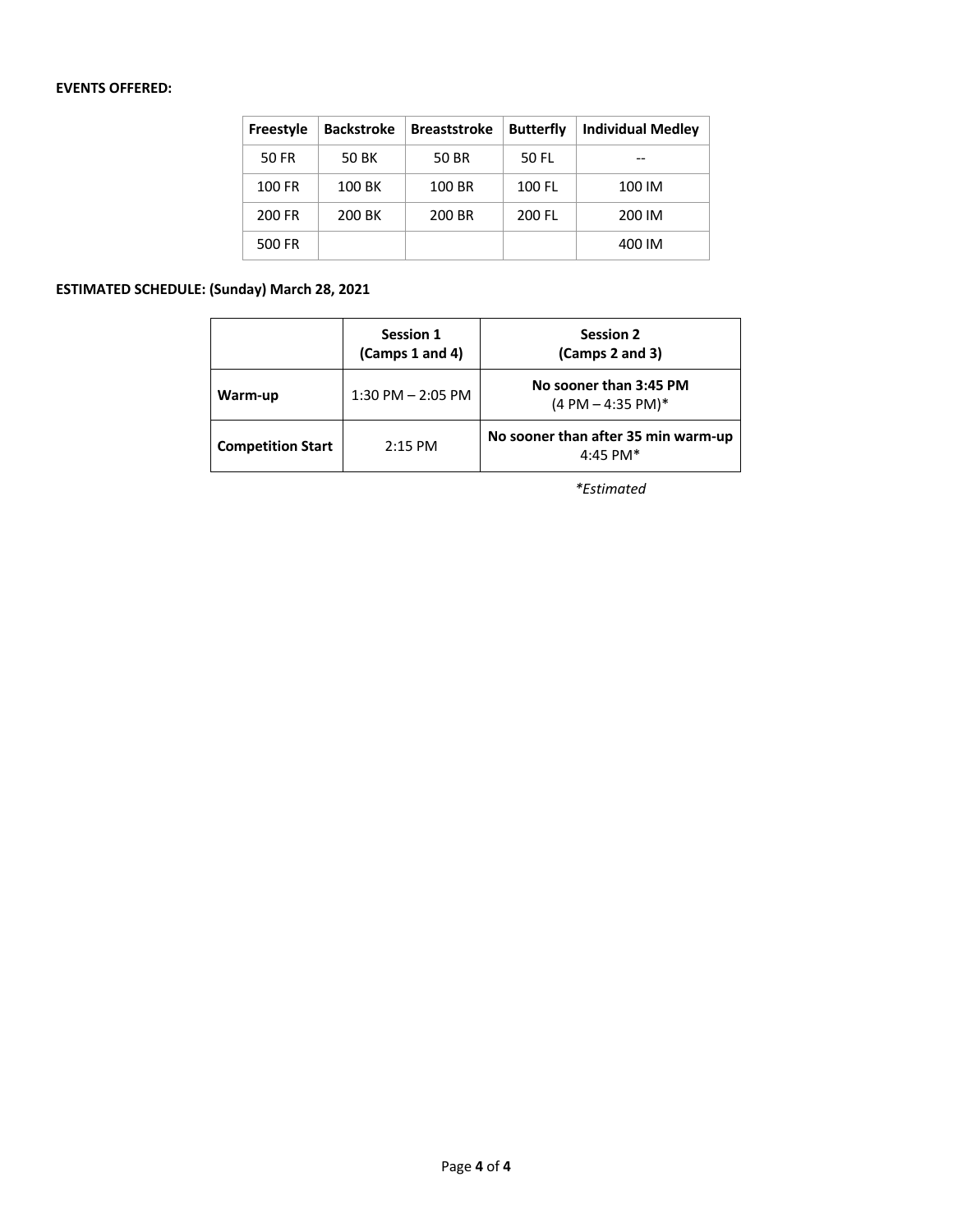**EVENTS OFFERED:**

| Freestyle | Backstroke | Breaststroke | Butterfly | Individual Medley |
|---|---|---|---|---|
| 50 FR | 50 BK | 50 BR | 50 FL | -- |
| 100 FR | 100 BK | 100 BR | 100 FL | 100 IM |
| 200 FR | 200 BK | 200 BR | 200 FL | 200 IM |
| 500 FR | | | | 400 IM |

**ESTIMATED SCHEDULE: (Sunday) March 28, 2021**

| | Session 1 (Camps 1 and 4) | Session 2 (Camps 2 and 3) |
|---|---|---|
| **Warm-up** | 1:30 PM – 2:05 PM | **No sooner than 3:45 PM** (4 PM – 4:35 PM)* |
| **Competition Start** | 2:15 PM | **No sooner than after 35 min warm-up** 4:45 PM* |

*\*Estimated*